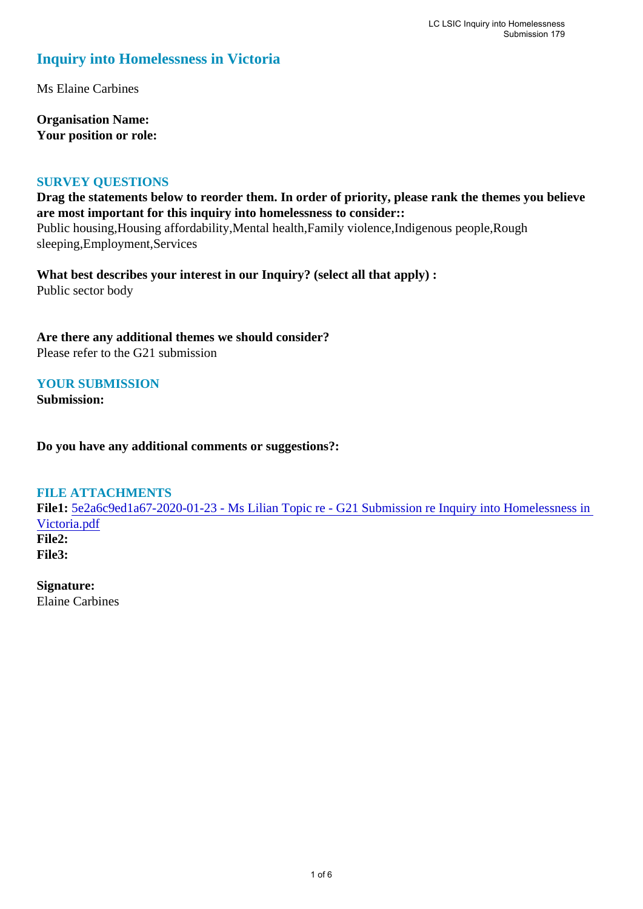# Inquiry into Homelessness in Victoria

Ms Elaine Carbines

**Organisation Name:**
**Your position or role:**

## SURVEY QUESTIONS

**Drag the statements below to reorder them. In order of priority, please rank the themes you believe are most important for this inquiry into homelessness to consider::**
Public housing,Housing affordability,Mental health,Family violence,Indigenous people,Rough sleeping,Employment,Services

**What best describes your interest in our Inquiry? (select all that apply) :**
Public sector body

**Are there any additional themes we should consider?**
Please refer to the G21 submission

## YOUR SUBMISSION

**Submission:**

**Do you have any additional comments or suggestions?:**

## FILE ATTACHMENTS

**File1:** 5e2a6c9ed1a67-2020-01-23 - Ms Lilian Topic re - G21 Submission re Inquiry into Homelessness in Victoria.pdf
**File2:**
**File3:**

**Signature:**
Elaine Carbines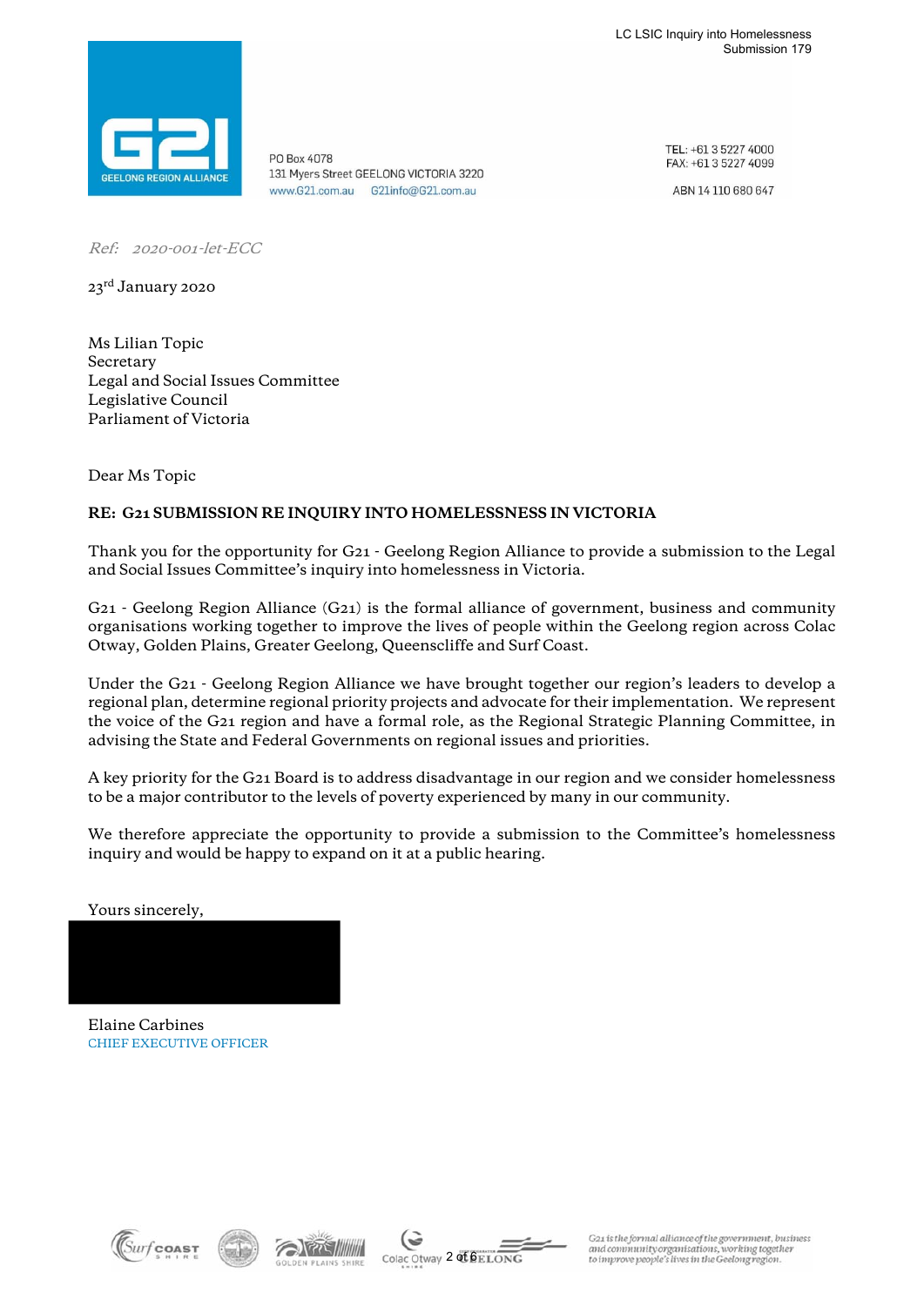PO Box 4078
131 Myers Street GEELONG VICTORIA 3220
www.G21.com.au G21info@G21.com.au

TEL: +61 3 5227 4000
FAX: +61 3 5227 4099

ABN 14 110 680 647

*Ref: 2020-001-let-ECC*

23rd January 2020

Ms Lilian Topic
Secretary
Legal and Social Issues Committee
Legislative Council
Parliament of Victoria

Dear Ms Topic

**RE: G21 SUBMISSION RE INQUIRY INTO HOMELESSNESS IN VICTORIA**

Thank you for the opportunity for G21 - Geelong Region Alliance to provide a submission to the Legal and Social Issues Committee's inquiry into homelessness in Victoria.

G21 - Geelong Region Alliance (G21) is the formal alliance of government, business and community organisations working together to improve the lives of people within the Geelong region across Colac Otway, Golden Plains, Greater Geelong, Queenscliffe and Surf Coast.

Under the G21 - Geelong Region Alliance we have brought together our region's leaders to develop a regional plan, determine regional priority projects and advocate for their implementation. We represent the voice of the G21 region and have a formal role, as the Regional Strategic Planning Committee, in advising the State and Federal Governments on regional issues and priorities.

A key priority for the G21 Board is to address disadvantage in our region and we consider homelessness to be a major contributor to the levels of poverty experienced by many in our community.

We therefore appreciate the opportunity to provide a submission to the Committee's homelessness inquiry and would be happy to expand on it at a public hearing.

Yours sincerely,

Elaine Carbines
CHIEF EXECUTIVE OFFICER

*G21 is the formal alliance of the government, business and community organisations, working together to improve people's lives in the Geelong region.*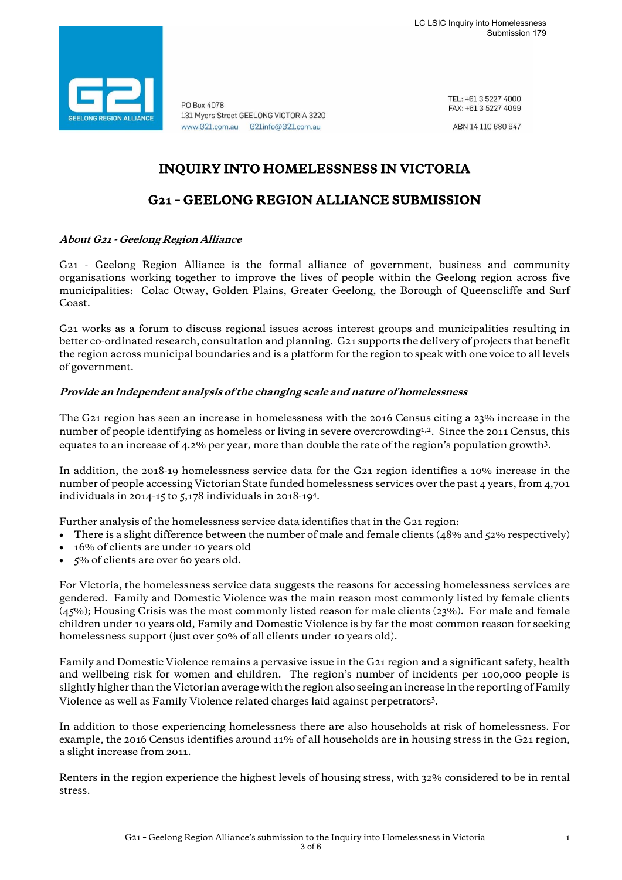PO Box 4078
131 Myers Street GEELONG VICTORIA 3220
www.G21.com.au G21info@G21.com.au

TEL: +61 3 5227 4000
FAX: +61 3 5227 4099
ABN 14 110 680 647

# INQUIRY INTO HOMELESSNESS IN VICTORIA

## G21 – GEELONG REGION ALLIANCE SUBMISSION

***About G21 - Geelong Region Alliance***

G21 - Geelong Region Alliance is the formal alliance of government, business and community organisations working together to improve the lives of people within the Geelong region across five municipalities: Colac Otway, Golden Plains, Greater Geelong, the Borough of Queenscliffe and Surf Coast.

G21 works as a forum to discuss regional issues across interest groups and municipalities resulting in better co-ordinated research, consultation and planning. G21 supports the delivery of projects that benefit the region across municipal boundaries and is a platform for the region to speak with one voice to all levels of government.

***Provide an independent analysis of the changing scale and nature of homelessness***

The G21 region has seen an increase in homelessness with the 2016 Census citing a 23% increase in the number of people identifying as homeless or living in severe overcrowding[1,2]. Since the 2011 Census, this equates to an increase of 4.2% per year, more than double the rate of the region's population growth[3].

In addition, the 2018-19 homelessness service data for the G21 region identifies a 10% increase in the number of people accessing Victorian State funded homelessness services over the past 4 years, from 4,701 individuals in 2014-15 to 5,178 individuals in 2018-19[4].

Further analysis of the homelessness service data identifies that in the G21 region:

- There is a slight difference between the number of male and female clients (48% and 52% respectively)
- 16% of clients are under 10 years old
- 5% of clients are over 60 years old.

For Victoria, the homelessness service data suggests the reasons for accessing homelessness services are gendered. Family and Domestic Violence was the main reason most commonly listed by female clients (45%); Housing Crisis was the most commonly listed reason for male clients (23%). For male and female children under 10 years old, Family and Domestic Violence is by far the most common reason for seeking homelessness support (just over 50% of all clients under 10 years old).

Family and Domestic Violence remains a pervasive issue in the G21 region and a significant safety, health and wellbeing risk for women and children. The region's number of incidents per 100,000 people is slightly higher than the Victorian average with the region also seeing an increase in the reporting of Family Violence as well as Family Violence related charges laid against perpetrators[3].

In addition to those experiencing homelessness there are also households at risk of homelessness. For example, the 2016 Census identifies around 11% of all households are in housing stress in the G21 region, a slight increase from 2011.

Renters in the region experience the highest levels of housing stress, with 32% considered to be in rental stress.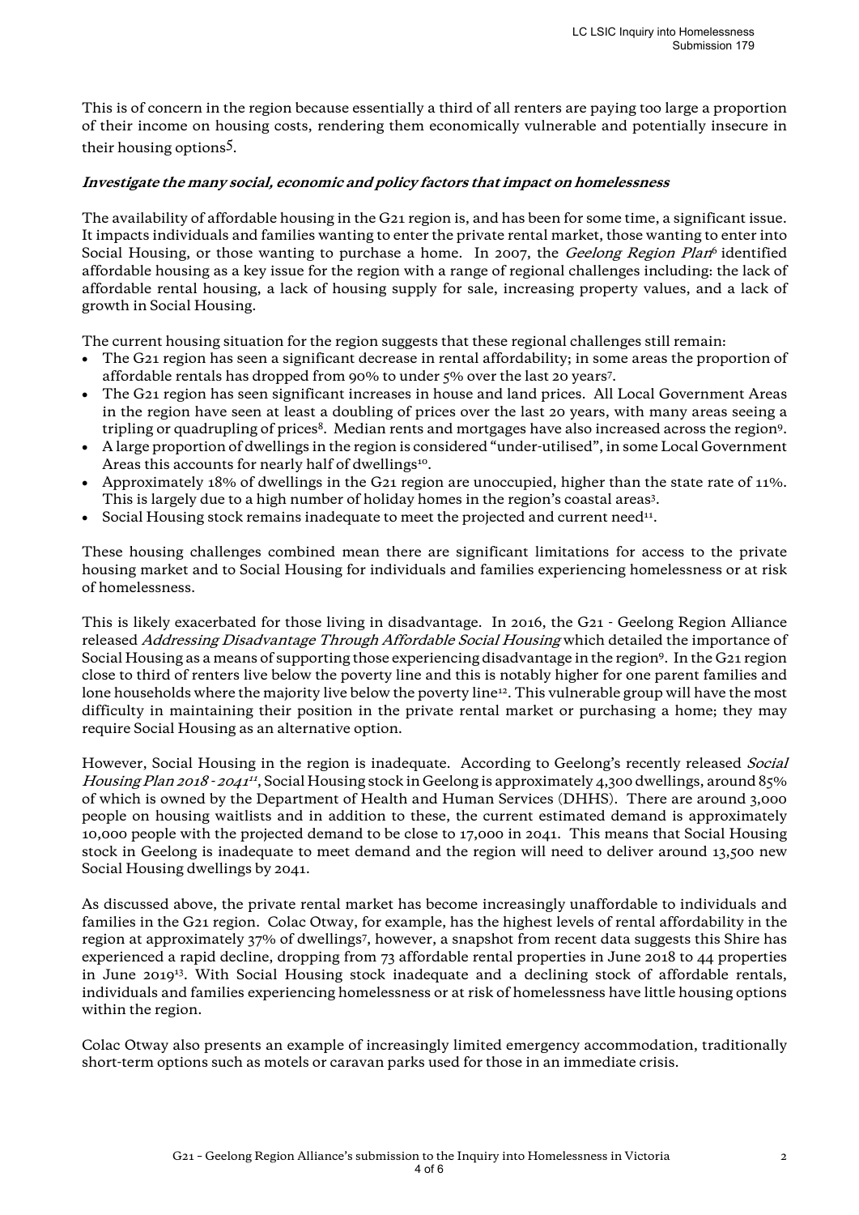This is of concern in the region because essentially a third of all renters are paying too large a proportion of their income on housing costs, rendering them economically vulnerable and potentially insecure in their housing options[5].

***Investigate the many social, economic and policy factors that impact on homelessness***

The availability of affordable housing in the G21 region is, and has been for some time, a significant issue. It impacts individuals and families wanting to enter the private rental market, those wanting to enter into Social Housing, or those wanting to purchase a home. In 2007, the *Geelong Region Plan*[6] identified affordable housing as a key issue for the region with a range of regional challenges including: the lack of affordable rental housing, a lack of housing supply for sale, increasing property values, and a lack of growth in Social Housing.

The current housing situation for the region suggests that these regional challenges still remain:

- The G21 region has seen a significant decrease in rental affordability; in some areas the proportion of affordable rentals has dropped from 90% to under 5% over the last 20 years[7].
- The G21 region has seen significant increases in house and land prices. All Local Government Areas in the region have seen at least a doubling of prices over the last 20 years, with many areas seeing a tripling or quadrupling of prices[8]. Median rents and mortgages have also increased across the region[9].
- A large proportion of dwellings in the region is considered "under-utilised", in some Local Government Areas this accounts for nearly half of dwellings[10].
- Approximately 18% of dwellings in the G21 region are unoccupied, higher than the state rate of 11%. This is largely due to a high number of holiday homes in the region's coastal areas[3].
- Social Housing stock remains inadequate to meet the projected and current need[11].

These housing challenges combined mean there are significant limitations for access to the private housing market and to Social Housing for individuals and families experiencing homelessness or at risk of homelessness.

This is likely exacerbated for those living in disadvantage. In 2016, the G21 - Geelong Region Alliance released *Addressing Disadvantage Through Affordable Social Housing* which detailed the importance of Social Housing as a means of supporting those experiencing disadvantage in the region[9]. In the G21 region close to third of renters live below the poverty line and this is notably higher for one parent families and lone households where the majority live below the poverty line[12]. This vulnerable group will have the most difficulty in maintaining their position in the private rental market or purchasing a home; they may require Social Housing as an alternative option.

However, Social Housing in the region is inadequate. According to Geelong's recently released *Social Housing Plan 2018 - 2041*[11], Social Housing stock in Geelong is approximately 4,300 dwellings, around 85% of which is owned by the Department of Health and Human Services (DHHS). There are around 3,000 people on housing waitlists and in addition to these, the current estimated demand is approximately 10,000 people with the projected demand to be close to 17,000 in 2041. This means that Social Housing stock in Geelong is inadequate to meet demand and the region will need to deliver around 13,500 new Social Housing dwellings by 2041.

As discussed above, the private rental market has become increasingly unaffordable to individuals and families in the G21 region. Colac Otway, for example, has the highest levels of rental affordability in the region at approximately 37% of dwellings[7], however, a snapshot from recent data suggests this Shire has experienced a rapid decline, dropping from 73 affordable rental properties in June 2018 to 44 properties in June 2019[13]. With Social Housing stock inadequate and a declining stock of affordable rentals, individuals and families experiencing homelessness or at risk of homelessness have little housing options within the region.

Colac Otway also presents an example of increasingly limited emergency accommodation, traditionally short-term options such as motels or caravan parks used for those in an immediate crisis.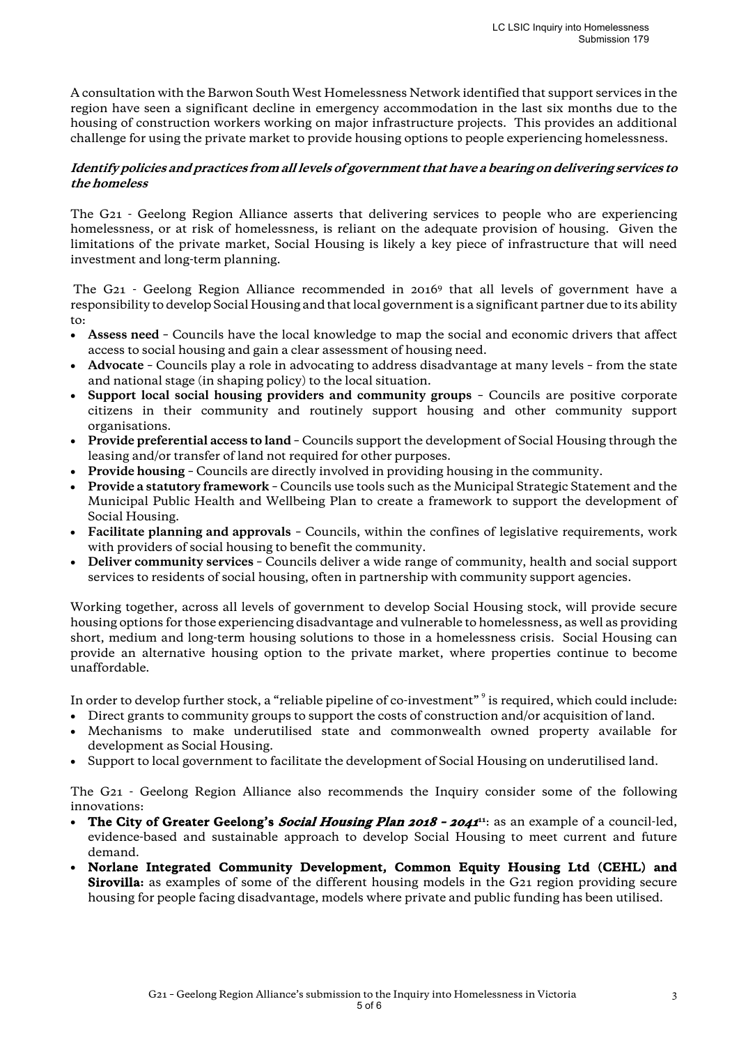A consultation with the Barwon South West Homelessness Network identified that support services in the region have seen a significant decline in emergency accommodation in the last six months due to the housing of construction workers working on major infrastructure projects. This provides an additional challenge for using the private market to provide housing options to people experiencing homelessness.

### ***Identify policies and practices from all levels of government that have a bearing on delivering services to the homeless***

The G21 - Geelong Region Alliance asserts that delivering services to people who are experiencing homelessness, or at risk of homelessness, is reliant on the adequate provision of housing. Given the limitations of the private market, Social Housing is likely a key piece of infrastructure that will need investment and long-term planning.

The G21 - Geelong Region Alliance recommended in 2016[9] that all levels of government have a responsibility to develop Social Housing and that local government is a significant partner due to its ability to:

- **Assess need** – Councils have the local knowledge to map the social and economic drivers that affect access to social housing and gain a clear assessment of housing need.
- **Advocate** – Councils play a role in advocating to address disadvantage at many levels – from the state and national stage (in shaping policy) to the local situation.
- **Support local social housing providers and community groups** – Councils are positive corporate citizens in their community and routinely support housing and other community support organisations.
- **Provide preferential access to land** – Councils support the development of Social Housing through the leasing and/or transfer of land not required for other purposes.
- **Provide housing** – Councils are directly involved in providing housing in the community.
- **Provide a statutory framework** – Councils use tools such as the Municipal Strategic Statement and the Municipal Public Health and Wellbeing Plan to create a framework to support the development of Social Housing.
- **Facilitate planning and approvals** – Councils, within the confines of legislative requirements, work with providers of social housing to benefit the community.
- **Deliver community services** – Councils deliver a wide range of community, health and social support services to residents of social housing, often in partnership with community support agencies.

Working together, across all levels of government to develop Social Housing stock, will provide secure housing options for those experiencing disadvantage and vulnerable to homelessness, as well as providing short, medium and long-term housing solutions to those in a homelessness crisis. Social Housing can provide an alternative housing option to the private market, where properties continue to become unaffordable.

In order to develop further stock, a "reliable pipeline of co-investment" [9] is required, which could include:

- Direct grants to community groups to support the costs of construction and/or acquisition of land.
- Mechanisms to make underutilised state and commonwealth owned property available for development as Social Housing.
- Support to local government to facilitate the development of Social Housing on underutilised land.

The G21 - Geelong Region Alliance also recommends the Inquiry consider some of the following innovations:

- **The City of Greater Geelong's *Social Housing Plan 2018 – 2041*[11]**: as an example of a council-led, evidence-based and sustainable approach to develop Social Housing to meet current and future demand.
- **Norlane Integrated Community Development, Common Equity Housing Ltd (CEHL) and Sirovilla:** as examples of some of the different housing models in the G21 region providing secure housing for people facing disadvantage, models where private and public funding has been utilised.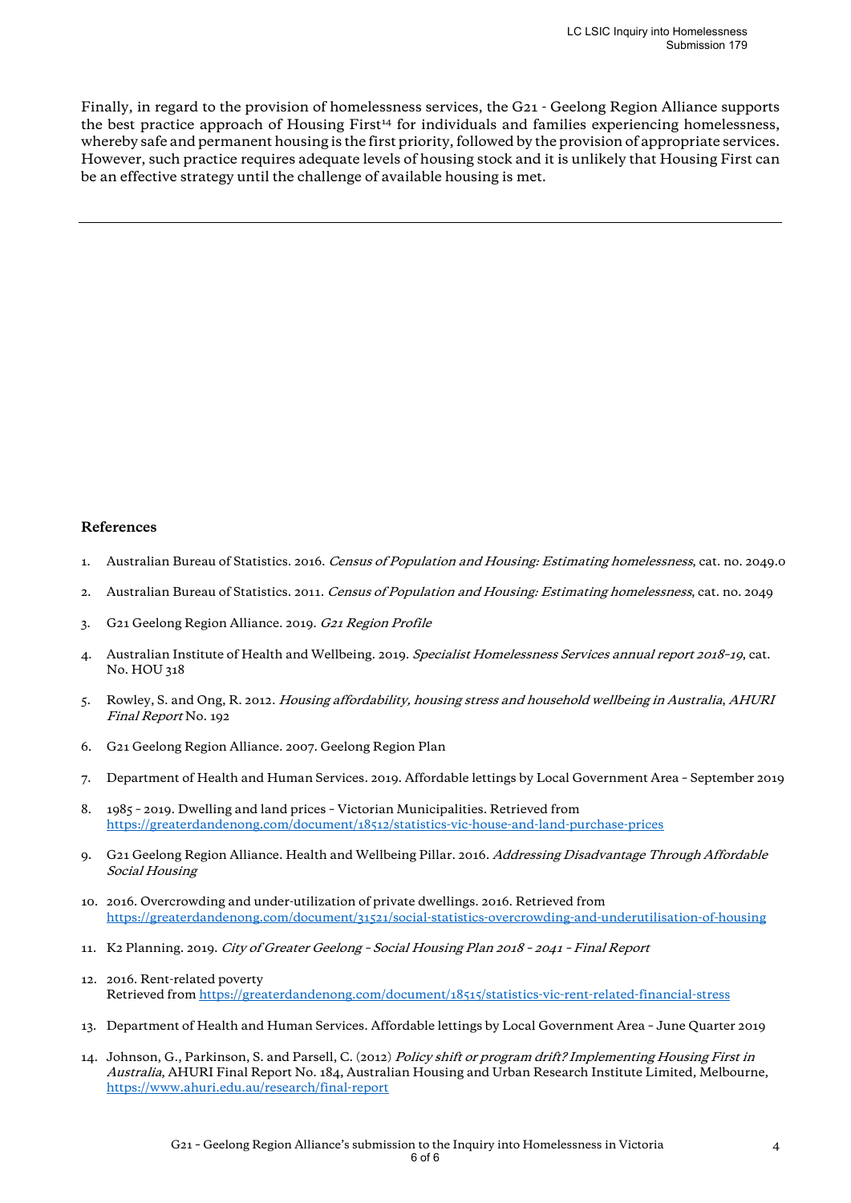Finally, in regard to the provision of homelessness services, the G21 - Geelong Region Alliance supports the best practice approach of Housing First[14] for individuals and families experiencing homelessness, whereby safe and permanent housing is the first priority, followed by the provision of appropriate services. However, such practice requires adequate levels of housing stock and it is unlikely that Housing First can be an effective strategy until the challenge of available housing is met.

---

**References**

1. Australian Bureau of Statistics. 2016. *Census of Population and Housing: Estimating homelessness*, cat. no. 2049.0
2. Australian Bureau of Statistics. 2011. *Census of Population and Housing: Estimating homelessness*, cat. no. 2049
3. G21 Geelong Region Alliance. 2019. *G21 Region Profile*
4. Australian Institute of Health and Wellbeing. 2019. *Specialist Homelessness Services annual report 2018-19*, cat. No. HOU 318
5. Rowley, S. and Ong, R. 2012. *Housing affordability, housing stress and household wellbeing in Australia*, *AHURI Final Report* No. 192
6. G21 Geelong Region Alliance. 2007. Geelong Region Plan
7. Department of Health and Human Services. 2019. Affordable lettings by Local Government Area – September 2019
8. 1985 – 2019. Dwelling and land prices – Victorian Municipalities. Retrieved from https://greaterdandenong.com/document/18512/statistics-vic-house-and-land-purchase-prices
9. G21 Geelong Region Alliance. Health and Wellbeing Pillar. 2016. *Addressing Disadvantage Through Affordable Social Housing*
10. 2016. Overcrowding and under-utilization of private dwellings. 2016. Retrieved from https://greaterdandenong.com/document/31521/social-statistics-overcrowding-and-underutilisation-of-housing
11. K2 Planning. 2019. *City of Greater Geelong – Social Housing Plan 2018 – 2041 – Final Report*
12. 2016. Rent-related poverty
    Retrieved from https://greaterdandenong.com/document/18515/statistics-vic-rent-related-financial-stress
13. Department of Health and Human Services. Affordable lettings by Local Government Area – June Quarter 2019
14. Johnson, G., Parkinson, S. and Parsell, C. (2012) *Policy shift or program drift? Implementing Housing First in Australia*, AHURI Final Report No. 184, Australian Housing and Urban Research Institute Limited, Melbourne, https://www.ahuri.edu.au/research/final-report